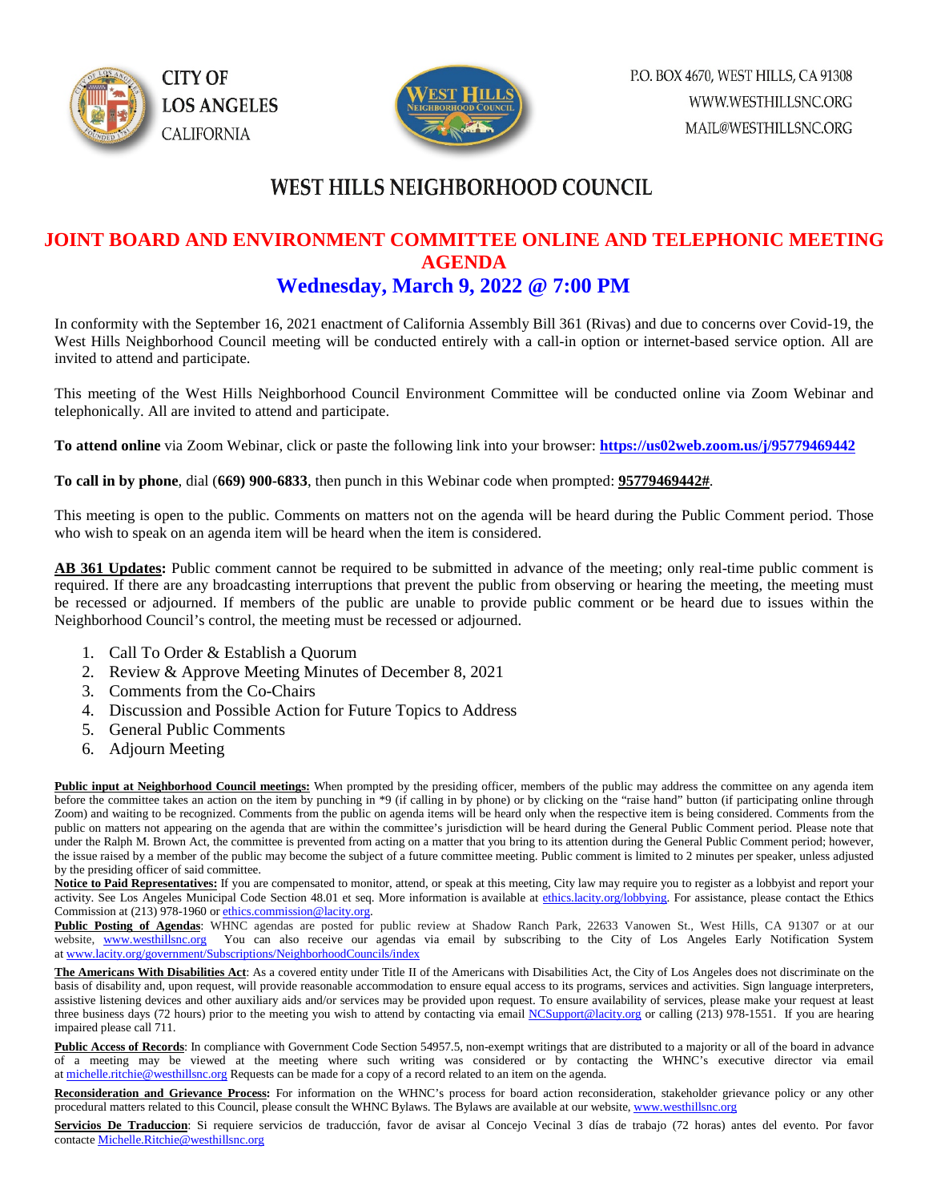CITY OF LOS ANGELES CALIFORNIA

P.O. BOX 4670, WEST HILLS, CA 91308
WWW.WESTHILLSNC.ORG
MAIL@WESTHILLSNC.ORG

# WEST HILLS NEIGHBORHOOD COUNCIL

## JOINT BOARD AND ENVIRONMENT COMMITTEE ONLINE AND TELEPHONIC MEETING AGENDA

## Wednesday, March 9, 2022 @ 7:00 PM

In conformity with the September 16, 2021 enactment of California Assembly Bill 361 (Rivas) and due to concerns over Covid-19, the West Hills Neighborhood Council meeting will be conducted entirely with a call-in option or internet-based service option. All are invited to attend and participate.

This meeting of the West Hills Neighborhood Council Environment Committee will be conducted online via Zoom Webinar and telephonically. All are invited to attend and participate.

**To attend online** via Zoom Webinar, click or paste the following link into your browser: **https://us02web.zoom.us/j/95779469442**

**To call in by phone**, dial **(669) 900-6833**, then punch in this Webinar code when prompted: **95779469442#**.

This meeting is open to the public. Comments on matters not on the agenda will be heard during the Public Comment period. Those who wish to speak on an agenda item will be heard when the item is considered.

**AB 361 Updates:** Public comment cannot be required to be submitted in advance of the meeting; only real-time public comment is required. If there are any broadcasting interruptions that prevent the public from observing or hearing the meeting, the meeting must be recessed or adjourned. If members of the public are unable to provide public comment or be heard due to issues within the Neighborhood Council's control, the meeting must be recessed or adjourned.

1. Call To Order & Establish a Quorum
2. Review & Approve Meeting Minutes of December 8, 2021
3. Comments from the Co-Chairs
4. Discussion and Possible Action for Future Topics to Address
5. General Public Comments
6. Adjourn Meeting

**Public input at Neighborhood Council meetings:** When prompted by the presiding officer, members of the public may address the committee on any agenda item before the committee takes an action on the item by punching in *9 (if calling in by phone) or by clicking on the "raise hand" button (if participating online through Zoom) and waiting to be recognized. Comments from the public on agenda items will be heard only when the respective item is being considered. Comments from the public on matters not appearing on the agenda that are within the committee's jurisdiction will be heard during the General Public Comment period. Please note that under the Ralph M. Brown Act, the committee is prevented from acting on a matter that you bring to its attention during the General Public Comment period; however, the issue raised by a member of the public may become the subject of a future committee meeting. Public comment is limited to 2 minutes per speaker, unless adjusted by the presiding officer of said committee.

**Notice to Paid Representatives:** If you are compensated to monitor, attend, or speak at this meeting, City law may require you to register as a lobbyist and report your activity. See Los Angeles Municipal Code Section 48.01 et seq. More information is available at ethics.lacity.org/lobbying. For assistance, please contact the Ethics Commission at (213) 978-1960 or ethics.commission@lacity.org.

**Public Posting of Agendas**: WHNC agendas are posted for public review at Shadow Ranch Park, 22633 Vanowen St., West Hills, CA 91307 or at our website, www.westhillsnc.org You can also receive our agendas via email by subscribing to the City of Los Angeles Early Notification System at www.lacity.org/government/Subscriptions/NeighborhoodCouncils/index

**The Americans With Disabilities Act**: As a covered entity under Title II of the Americans with Disabilities Act, the City of Los Angeles does not discriminate on the basis of disability and, upon request, will provide reasonable accommodation to ensure equal access to its programs, services and activities. Sign language interpreters, assistive listening devices and other auxiliary aids and/or services may be provided upon request. To ensure availability of services, please make your request at least three business days (72 hours) prior to the meeting you wish to attend by contacting via email NCSupport@lacity.org or calling (213) 978-1551. If you are hearing impaired please call 711.

**Public Access of Records**: In compliance with Government Code Section 54957.5, non-exempt writings that are distributed to a majority or all of the board in advance of a meeting may be viewed at the meeting where such writing was considered or by contacting the WHNC's executive director via email at michelle.ritchie@westhillsnc.org Requests can be made for a copy of a record related to an item on the agenda.

**Reconsideration and Grievance Process:** For information on the WHNC's process for board action reconsideration, stakeholder grievance policy or any other procedural matters related to this Council, please consult the WHNC Bylaws. The Bylaws are available at our website, www.westhillsnc.org

**Servicios De Traduccion**: Si requiere servicios de traducción, favor de avisar al Concejo Vecinal 3 días de trabajo (72 horas) antes del evento. Por favor contacte Michelle.Ritchie@westhillsnc.org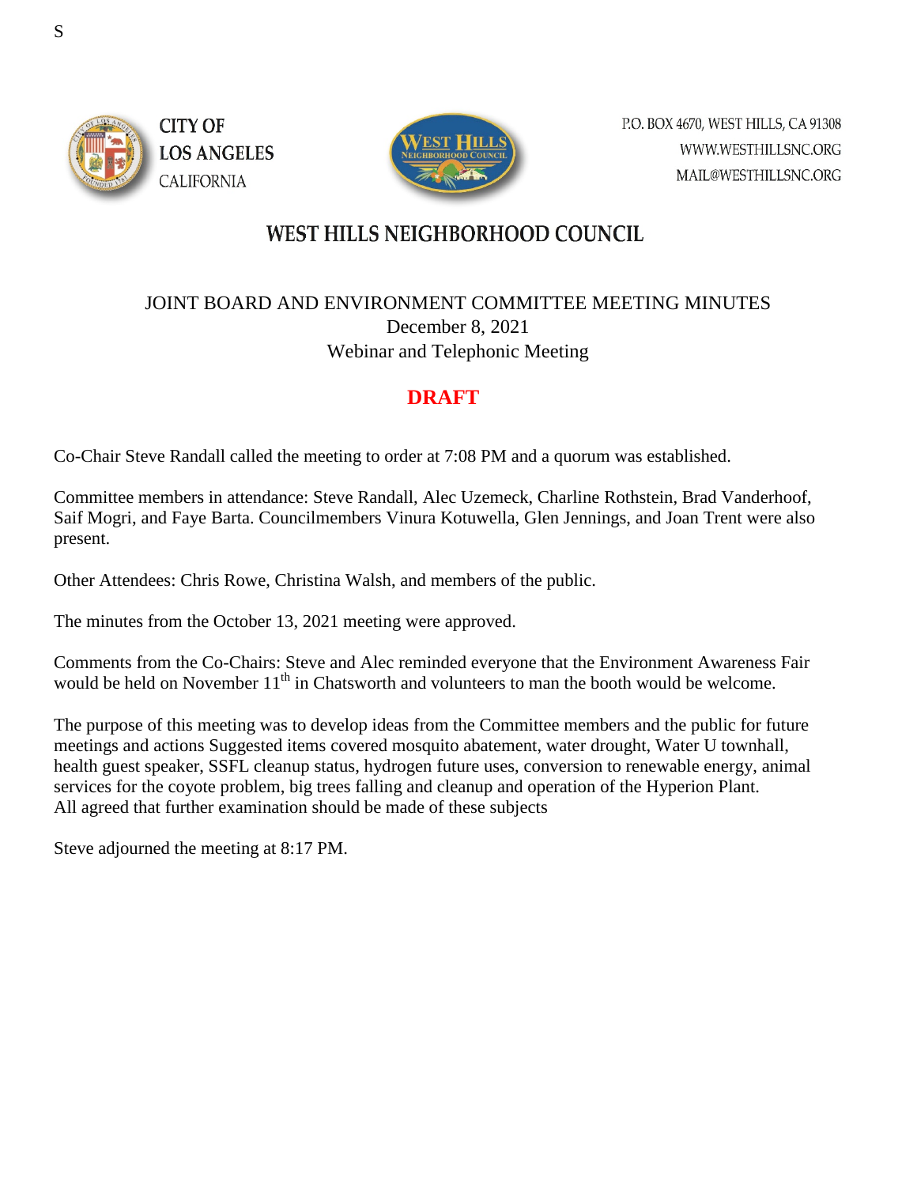S

CITY OF
LOS ANGELES
CALIFORNIA

P.O. BOX 4670, WEST HILLS, CA 91308
WWW.WESTHILLSNC.ORG
MAIL@WESTHILLSNC.ORG

# WEST HILLS NEIGHBORHOOD COUNCIL

## JOINT BOARD AND ENVIRONMENT COMMITTEE MEETING MINUTES

December 8, 2021
Webinar and Telephonic Meeting

**DRAFT**

Co-Chair Steve Randall called the meeting to order at 7:08 PM and a quorum was established.

Committee members in attendance: Steve Randall, Alec Uzemeck, Charline Rothstein, Brad Vanderhoof, Saif Mogri, and Faye Barta. Councilmembers Vinura Kotuwella, Glen Jennings, and Joan Trent were also present.

Other Attendees: Chris Rowe, Christina Walsh, and members of the public.

The minutes from the October 13, 2021 meeting were approved.

Comments from the Co-Chairs: Steve and Alec reminded everyone that the Environment Awareness Fair would be held on November 11th in Chatsworth and volunteers to man the booth would be welcome.

The purpose of this meeting was to develop ideas from the Committee members and the public for future meetings and actions Suggested items covered mosquito abatement, water drought, Water U townhall, health guest speaker, SSFL cleanup status, hydrogen future uses, conversion to renewable energy, animal services for the coyote problem, big trees falling and cleanup and operation of the Hyperion Plant.
All agreed that further examination should be made of these subjects

Steve adjourned the meeting at 8:17 PM.